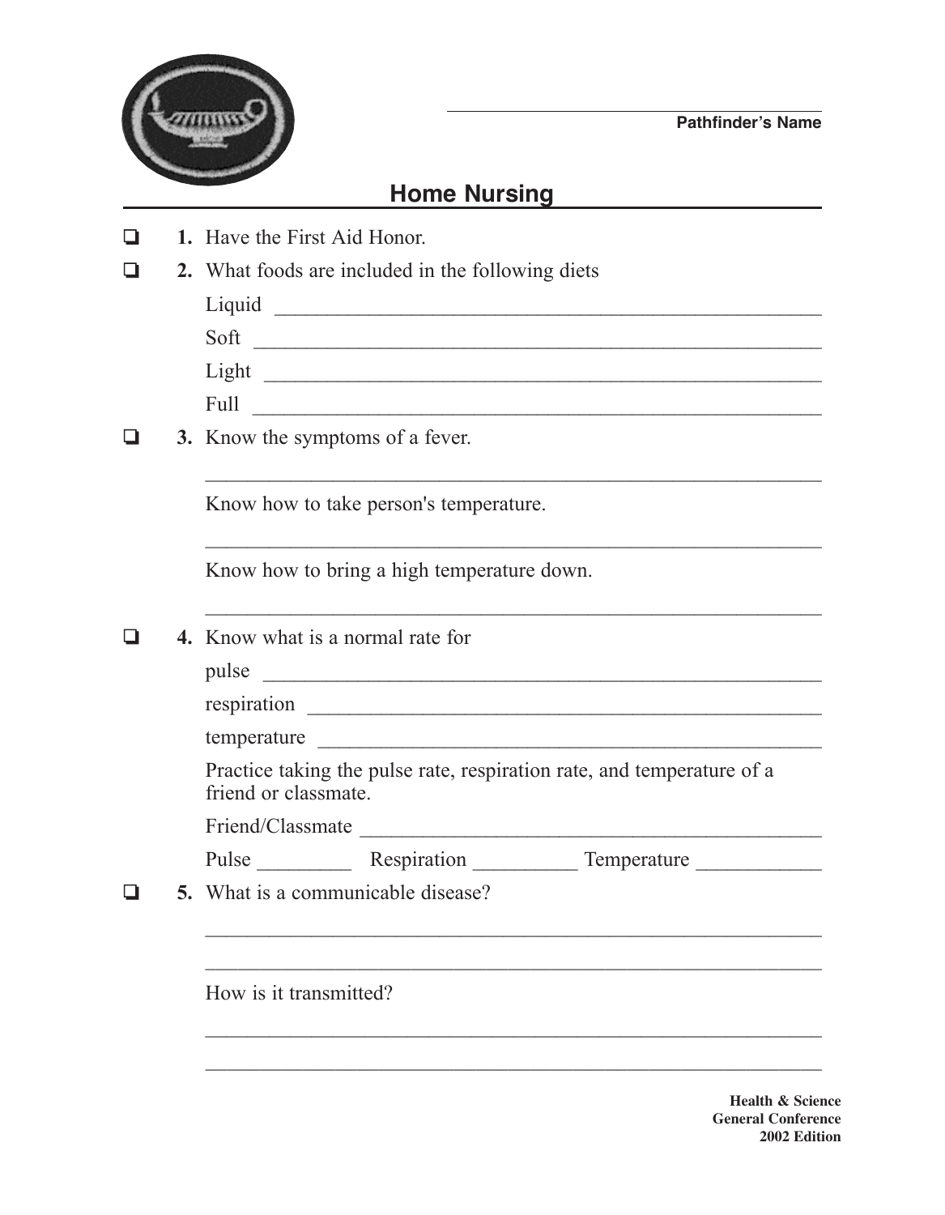Pathfinder's Name

# Home Nursing

- ❑ **1.** Have the First Aid Honor.
- ❑ **2.** What foods are included in the following diets

  Liquid ____________________________________________

  Soft ____________________________________________

  Light ____________________________________________

  Full ____________________________________________

- ❑ **3.** Know the symptoms of a fever.

  ____________________________________________

  Know how to take person's temperature.

  ____________________________________________

  Know how to bring a high temperature down.

  ____________________________________________

- ❑ **4.** Know what is a normal rate for

  pulse ____________________________________________

  respiration ____________________________________________

  temperature ____________________________________________

  Practice taking the pulse rate, respiration rate, and temperature of a friend or classmate.

  Friend/Classmate ____________________________________________

  Pulse _________ Respiration __________ Temperature ____________

- ❑ **5.** What is a communicable disease?

  ____________________________________________

  ____________________________________________

  How is it transmitted?

  ____________________________________________

  ____________________________________________

**Health & Science**
**General Conference**
**2002 Edition**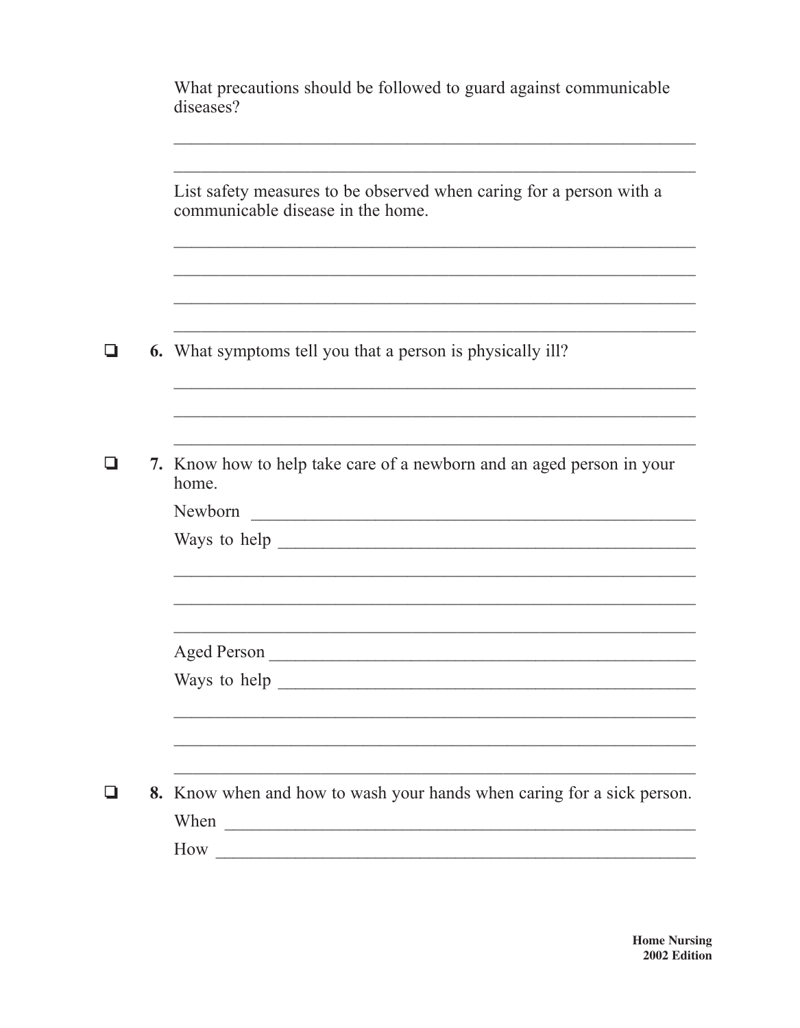What precautions should be followed to guard against communicable diseases?

\_\_\_\_\_\_\_\_\_\_\_\_\_\_\_\_\_\_\_\_\_\_\_\_\_\_\_\_\_\_\_\_\_\_\_\_\_\_\_\_\_\_\_\_\_\_\_\_\_\_\_\_\_\_

\_\_\_\_\_\_\_\_\_\_\_\_\_\_\_\_\_\_\_\_\_\_\_\_\_\_\_\_\_\_\_\_\_\_\_\_\_\_\_\_\_\_\_\_\_\_\_\_\_\_\_\_\_\_

List safety measures to be observed when caring for a person with a communicable disease in the home.

\_\_\_\_\_\_\_\_\_\_\_\_\_\_\_\_\_\_\_\_\_\_\_\_\_\_\_\_\_\_\_\_\_\_\_\_\_\_\_\_\_\_\_\_\_\_\_\_\_\_\_\_\_\_

\_\_\_\_\_\_\_\_\_\_\_\_\_\_\_\_\_\_\_\_\_\_\_\_\_\_\_\_\_\_\_\_\_\_\_\_\_\_\_\_\_\_\_\_\_\_\_\_\_\_\_\_\_\_

\_\_\_\_\_\_\_\_\_\_\_\_\_\_\_\_\_\_\_\_\_\_\_\_\_\_\_\_\_\_\_\_\_\_\_\_\_\_\_\_\_\_\_\_\_\_\_\_\_\_\_\_\_\_

\_\_\_\_\_\_\_\_\_\_\_\_\_\_\_\_\_\_\_\_\_\_\_\_\_\_\_\_\_\_\_\_\_\_\_\_\_\_\_\_\_\_\_\_\_\_\_\_\_\_\_\_\_\_

☐ **6.** What symptoms tell you that a person is physically ill?

\_\_\_\_\_\_\_\_\_\_\_\_\_\_\_\_\_\_\_\_\_\_\_\_\_\_\_\_\_\_\_\_\_\_\_\_\_\_\_\_\_\_\_\_\_\_\_\_\_\_\_\_\_\_

\_\_\_\_\_\_\_\_\_\_\_\_\_\_\_\_\_\_\_\_\_\_\_\_\_\_\_\_\_\_\_\_\_\_\_\_\_\_\_\_\_\_\_\_\_\_\_\_\_\_\_\_\_\_

\_\_\_\_\_\_\_\_\_\_\_\_\_\_\_\_\_\_\_\_\_\_\_\_\_\_\_\_\_\_\_\_\_\_\_\_\_\_\_\_\_\_\_\_\_\_\_\_\_\_\_\_\_\_

☐ **7.** Know how to help take care of a newborn and an aged person in your home.

Newborn \_\_\_\_\_\_\_\_\_\_\_\_\_\_\_\_\_\_\_\_\_\_\_\_\_\_\_\_\_\_\_\_\_\_\_\_\_\_\_\_\_\_\_\_\_\_

Ways to help \_\_\_\_\_\_\_\_\_\_\_\_\_\_\_\_\_\_\_\_\_\_\_\_\_\_\_\_\_\_\_\_\_\_\_\_\_\_\_\_\_\_

\_\_\_\_\_\_\_\_\_\_\_\_\_\_\_\_\_\_\_\_\_\_\_\_\_\_\_\_\_\_\_\_\_\_\_\_\_\_\_\_\_\_\_\_\_\_\_\_\_\_\_\_\_\_

\_\_\_\_\_\_\_\_\_\_\_\_\_\_\_\_\_\_\_\_\_\_\_\_\_\_\_\_\_\_\_\_\_\_\_\_\_\_\_\_\_\_\_\_\_\_\_\_\_\_\_\_\_\_

\_\_\_\_\_\_\_\_\_\_\_\_\_\_\_\_\_\_\_\_\_\_\_\_\_\_\_\_\_\_\_\_\_\_\_\_\_\_\_\_\_\_\_\_\_\_\_\_\_\_\_\_\_\_

Aged Person \_\_\_\_\_\_\_\_\_\_\_\_\_\_\_\_\_\_\_\_\_\_\_\_\_\_\_\_\_\_\_\_\_\_\_\_\_\_\_\_\_\_\_

Ways to help \_\_\_\_\_\_\_\_\_\_\_\_\_\_\_\_\_\_\_\_\_\_\_\_\_\_\_\_\_\_\_\_\_\_\_\_\_\_\_\_\_\_

\_\_\_\_\_\_\_\_\_\_\_\_\_\_\_\_\_\_\_\_\_\_\_\_\_\_\_\_\_\_\_\_\_\_\_\_\_\_\_\_\_\_\_\_\_\_\_\_\_\_\_\_\_\_

\_\_\_\_\_\_\_\_\_\_\_\_\_\_\_\_\_\_\_\_\_\_\_\_\_\_\_\_\_\_\_\_\_\_\_\_\_\_\_\_\_\_\_\_\_\_\_\_\_\_\_\_\_\_

\_\_\_\_\_\_\_\_\_\_\_\_\_\_\_\_\_\_\_\_\_\_\_\_\_\_\_\_\_\_\_\_\_\_\_\_\_\_\_\_\_\_\_\_\_\_\_\_\_\_\_\_\_\_

☐ **8.** Know when and how to wash your hands when caring for a sick person.

When \_\_\_\_\_\_\_\_\_\_\_\_\_\_\_\_\_\_\_\_\_\_\_\_\_\_\_\_\_\_\_\_\_\_\_\_\_\_\_\_\_\_\_\_\_\_\_\_\_

How \_\_\_\_\_\_\_\_\_\_\_\_\_\_\_\_\_\_\_\_\_\_\_\_\_\_\_\_\_\_\_\_\_\_\_\_\_\_\_\_\_\_\_\_\_\_\_\_\_\_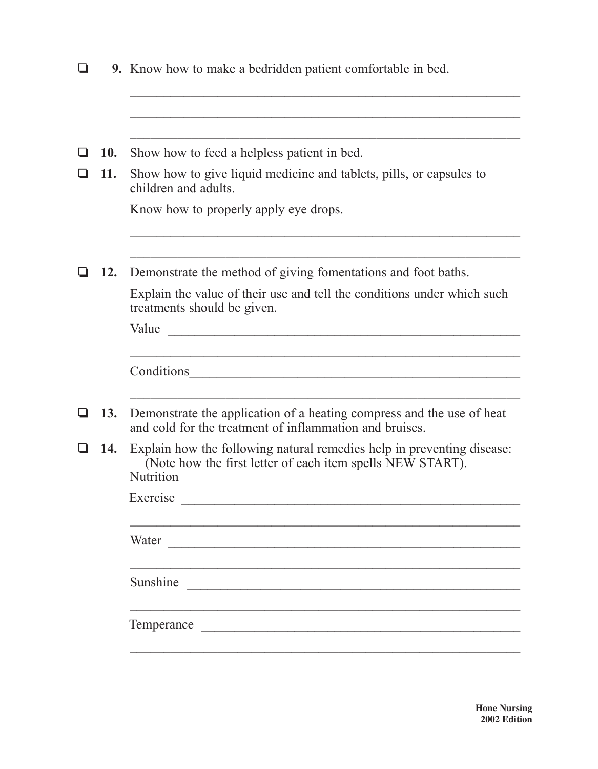- ❑ **9.** Know how to make a bedridden patient comfortable in bed.

  ___________________________________________________________

  ___________________________________________________________

  ___________________________________________________________

- ❑ **10.** Show how to feed a helpless patient in bed.

- ❑ **11.** Show how to give liquid medicine and tablets, pills, or capsules to children and adults.

  Know how to properly apply eye drops.

  ___________________________________________________________

  ___________________________________________________________

- ❑ **12.** Demonstrate the method of giving fomentations and foot baths.

  Explain the value of their use and tell the conditions under which such treatments should be given.

  Value ______________________________________________________

  ___________________________________________________________

  Conditions__________________________________________________

  ___________________________________________________________

- ❑ **13.** Demonstrate the application of a heating compress and the use of heat and cold for the treatment of inflammation and bruises.

- ❑ **14.** Explain how the following natural remedies help in preventing disease: (Note how the first letter of each item spells NEW START).

  Nutrition

  Exercise ____________________________________________________

  ___________________________________________________________

  Water ______________________________________________________

  ___________________________________________________________

  Sunshine ___________________________________________________

  ___________________________________________________________

  Temperance _________________________________________________

  ___________________________________________________________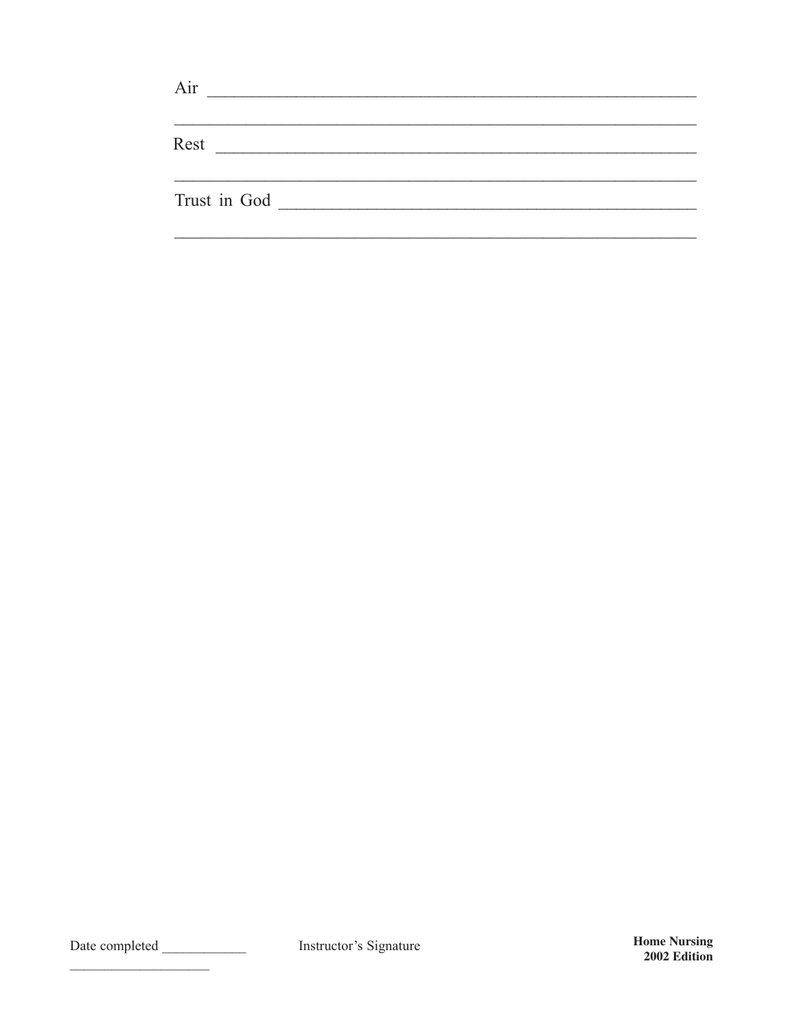Air ________________________________________________________

____________________________________________________________

Rest _______________________________________________________

____________________________________________________________

Trust in God ________________________________________________

____________________________________________________________

Date completed ____________ Instructor's Signature ____________________

**Home Nursing**
**2002 Edition**